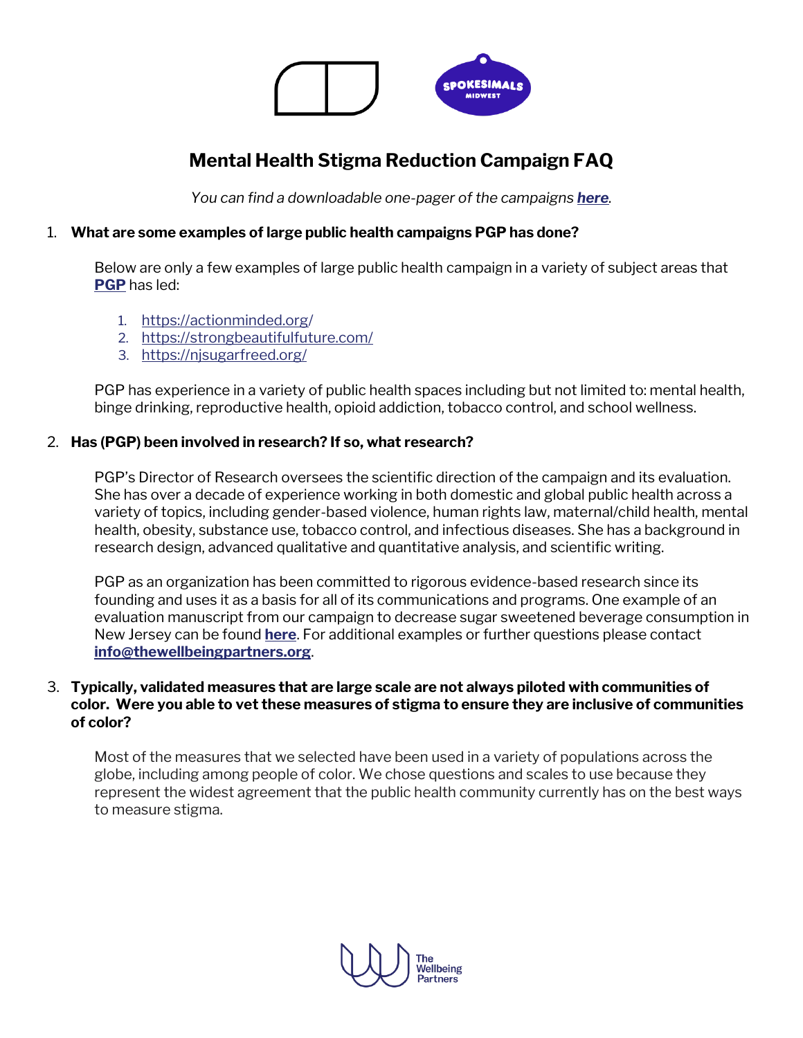# Mental Health Stigma Reduction Campaign FAQ

*You can find a downloadable one-pager of the campaigns **here**.*

1. **What are some examples of large public health campaigns PGP has done?**

   Below are only a few examples of large public health campaign in a variety of subject areas that **PGP** has led:

   1. https://actionminded.org/
   2. https://strongbeautifulfuture.com/
   3. https://njsugarfreed.org/

   PGP has experience in a variety of public health spaces including but not limited to: mental health, binge drinking, reproductive health, opioid addiction, tobacco control, and school wellness.

2. **Has (PGP) been involved in research? If so, what research?**

   PGP's Director of Research oversees the scientific direction of the campaign and its evaluation. She has over a decade of experience working in both domestic and global public health across a variety of topics, including gender-based violence, human rights law, maternal/child health, mental health, obesity, substance use, tobacco control, and infectious diseases. She has a background in research design, advanced qualitative and quantitative analysis, and scientific writing.

   PGP as an organization has been committed to rigorous evidence-based research since its founding and uses it as a basis for all of its communications and programs. One example of an evaluation manuscript from our campaign to decrease sugar sweetened beverage consumption in New Jersey can be found **here**. For additional examples or further questions please contact **info@thewellbeingpartners.org**.

3. **Typically, validated measures that are large scale are not always piloted with communities of color. Were you able to vet these measures of stigma to ensure they are inclusive of communities of color?**

   Most of the measures that we selected have been used in a variety of populations across the globe, including among people of color. We chose questions and scales to use because they represent the widest agreement that the public health community currently has on the best ways to measure stigma.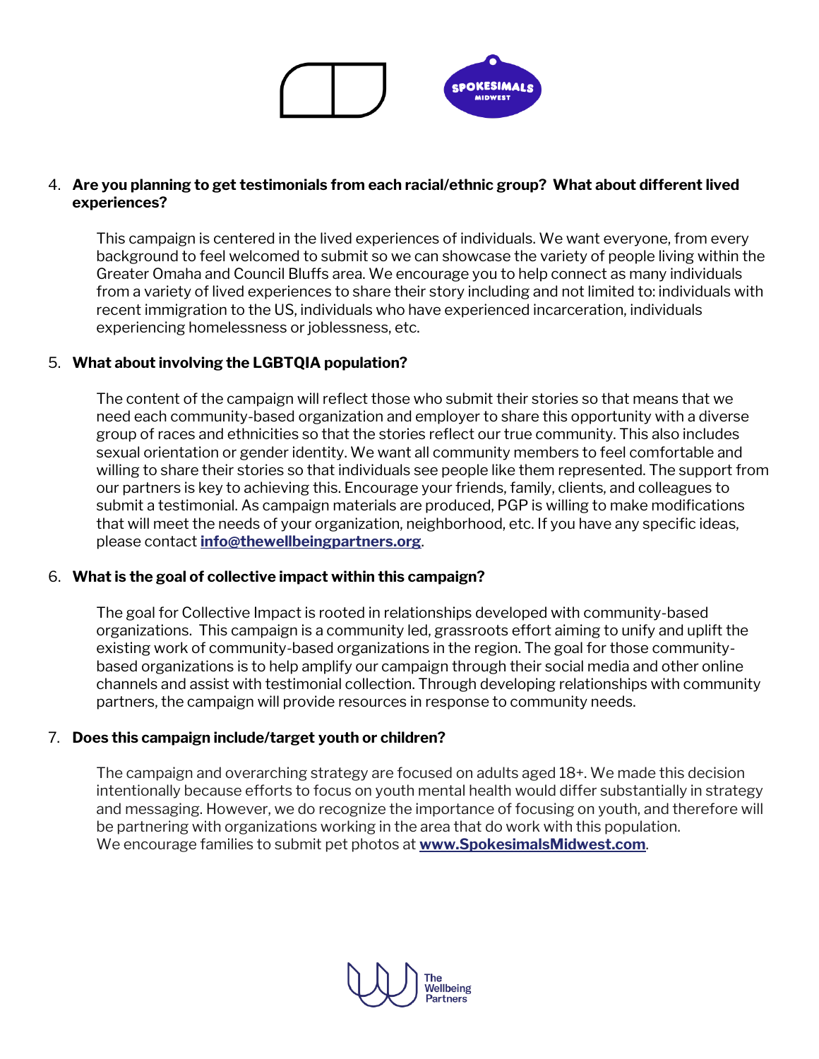4. **Are you planning to get testimonials from each racial/ethnic group? What about different lived experiences?**

   This campaign is centered in the lived experiences of individuals. We want everyone, from every background to feel welcomed to submit so we can showcase the variety of people living within the Greater Omaha and Council Bluffs area. We encourage you to help connect as many individuals from a variety of lived experiences to share their story including and not limited to: individuals with recent immigration to the US, individuals who have experienced incarceration, individuals experiencing homelessness or joblessness, etc.

5. **What about involving the LGBTQIA population?**

   The content of the campaign will reflect those who submit their stories so that means that we need each community-based organization and employer to share this opportunity with a diverse group of races and ethnicities so that the stories reflect our true community. This also includes sexual orientation or gender identity. We want all community members to feel comfortable and willing to share their stories so that individuals see people like them represented. The support from our partners is key to achieving this. Encourage your friends, family, clients, and colleagues to submit a testimonial. As campaign materials are produced, PGP is willing to make modifications that will meet the needs of your organization, neighborhood, etc. If you have any specific ideas, please contact **info@thewellbeingpartners.org**.

6. **What is the goal of collective impact within this campaign?**

   The goal for Collective Impact is rooted in relationships developed with community-based organizations. This campaign is a community led, grassroots effort aiming to unify and uplift the existing work of community-based organizations in the region. The goal for those community-based organizations is to help amplify our campaign through their social media and other online channels and assist with testimonial collection. Through developing relationships with community partners, the campaign will provide resources in response to community needs.

7. **Does this campaign include/target youth or children?**

   The campaign and overarching strategy are focused on adults aged 18+. We made this decision intentionally because efforts to focus on youth mental health would differ substantially in strategy and messaging. However, we do recognize the importance of focusing on youth, and therefore will be partnering with organizations working in the area that do work with this population.
   We encourage families to submit pet photos at **www.SpokesimalsMidwest.com**.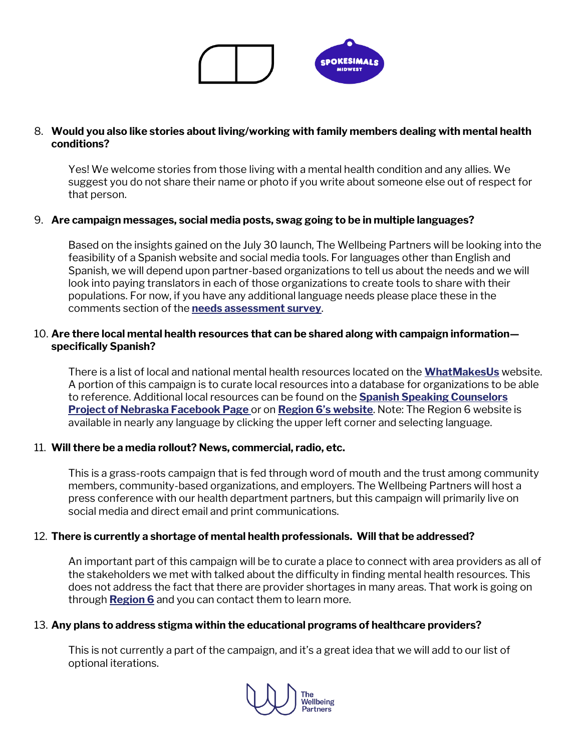8. **Would you also like stories about living/working with family members dealing with mental health conditions?**

   Yes! We welcome stories from those living with a mental health condition and any allies. We suggest you do not share their name or photo if you write about someone else out of respect for that person.

9. **Are campaign messages, social media posts, swag going to be in multiple languages?**

   Based on the insights gained on the July 30 launch, The Wellbeing Partners will be looking into the feasibility of a Spanish website and social media tools. For languages other than English and Spanish, we will depend upon partner-based organizations to tell us about the needs and we will look into paying translators in each of those organizations to create tools to share with their populations. For now, if you have any additional language needs please place these in the comments section of the **needs assessment survey**.

10. **Are there local mental health resources that can be shared along with campaign information—specifically Spanish?**

    There is a list of local and national mental health resources located on the **WhatMakesUs** website. A portion of this campaign is to curate local resources into a database for organizations to be able to reference. Additional local resources can be found on the **Spanish Speaking Counselors Project of Nebraska Facebook Page** or on **Region 6's website**. Note: The Region 6 website is available in nearly any language by clicking the upper left corner and selecting language.

11. **Will there be a media rollout? News, commercial, radio, etc.**

    This is a grass-roots campaign that is fed through word of mouth and the trust among community members, community-based organizations, and employers. The Wellbeing Partners will host a press conference with our health department partners, but this campaign will primarily live on social media and direct email and print communications.

12. **There is currently a shortage of mental health professionals. Will that be addressed?**

    An important part of this campaign will be to curate a place to connect with area providers as all of the stakeholders we met with talked about the difficulty in finding mental health resources. This does not address the fact that there are provider shortages in many areas. That work is going on through **Region 6** and you can contact them to learn more.

13. **Any plans to address stigma within the educational programs of healthcare providers?**

    This is not currently a part of the campaign, and it's a great idea that we will add to our list of optional iterations.